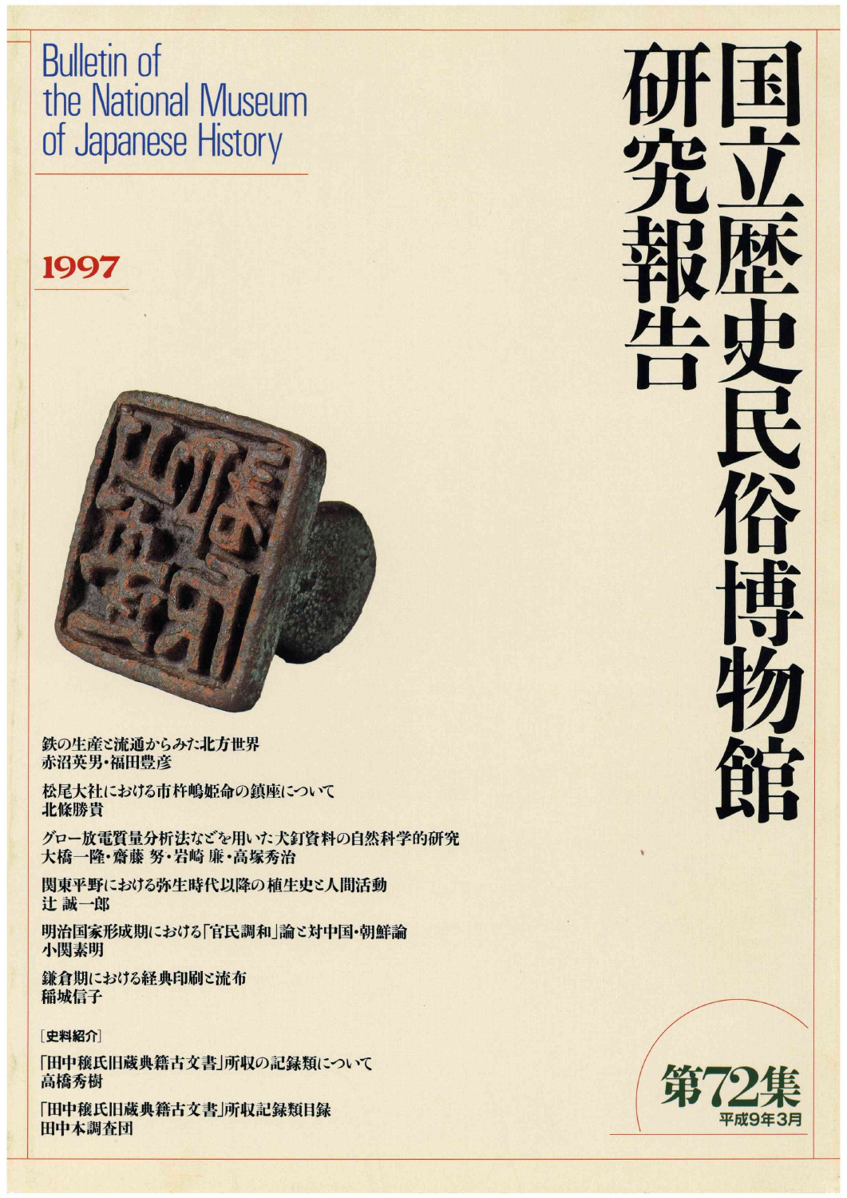# 国立歴史民俗博物館研究報告

Bulletin of the National Museum of Japanese History

1997

鉄の生産と流通からみた北方世界
赤沼英男・福田豊彦

松尾大社における市杵嶋姫命の鎮座について
北條勝貴

グロー放電質量分析法などを用いた犬釘資料の自然科学的研究
大橋一隆・齋藤 努・岩崎 廉・高塚秀治

関東平野における弥生時代以降の植生史と人間活動
辻 誠一郎

明治国家形成期における「官民調和」論と対中国・朝鮮論
小関素明

鎌倉期における経典印刷と流布
稲城信子

［史料紹介］

「田中穣氏旧蔵典籍古文書」所収の記録類について
高橋秀樹

「田中穣氏旧蔵典籍古文書」所収記録類目録
田中本調査団

第72集
平成9年3月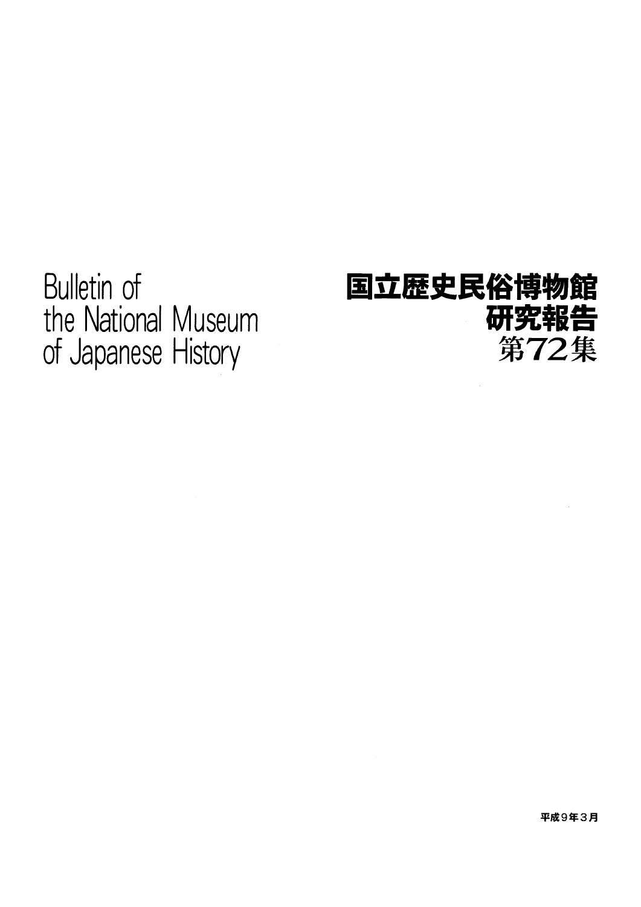Bulletin of
the National Museum
of Japanese History

# 国立歴史民俗博物館
# 研究報告
# 第72集

平成9年3月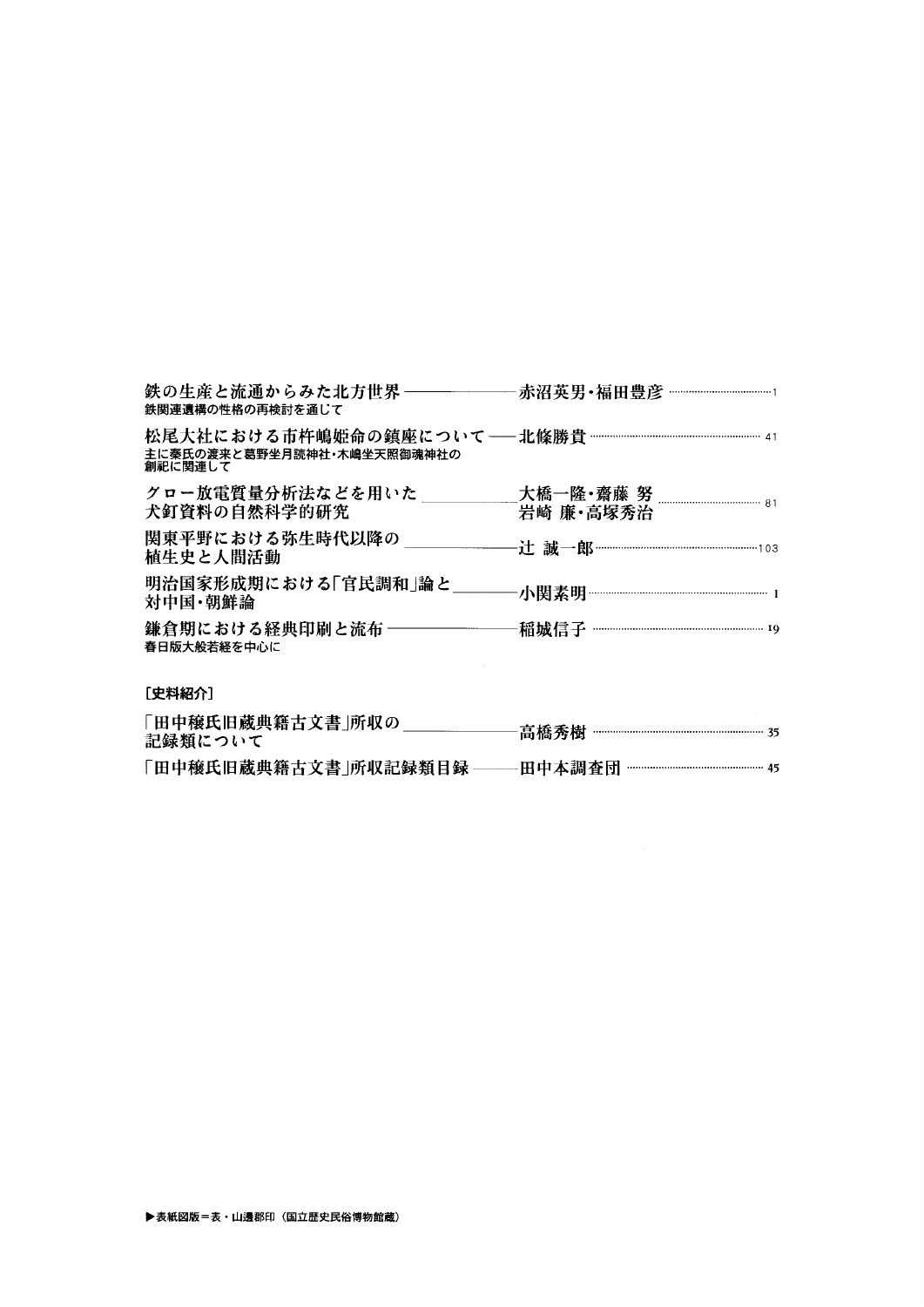鉄の生産と流通からみた北方世界 —— 赤沼英男・福田豊彦 …… 1
鉄関連遺構の性格の再検討を通じて

松尾大社における市杵嶋姫命の鎮座について —— 北條勝貴 …… 41
主に秦氏の渡来と葛野坐月読神社・木嶋坐天照御魂神社の創祀に関連して

グロー放電質量分析法などを用いた犬釘資料の自然科学的研究 —— 大橋一隆・齋藤 努・岩崎 廉・高塚秀治 …… 81

関東平野における弥生時代以降の植生史と人間活動 —— 辻 誠一郎 …… 103

明治国家形成期における「官民調和」論と対中国・朝鮮論 —— 小関素明 …… 1

鎌倉期における経典印刷と流布 —— 稲城信子 …… 19
春日版大般若経を中心に

[史料紹介]

「田中穣氏旧蔵典籍古文書」所収の記録類について —— 高橋秀樹 …… 35

「田中穣氏旧蔵典籍古文書」所収記録類目録 —— 田中本調査団 …… 45

▶表紙図版＝表・山邊郡印（国立歴史民俗博物館蔵）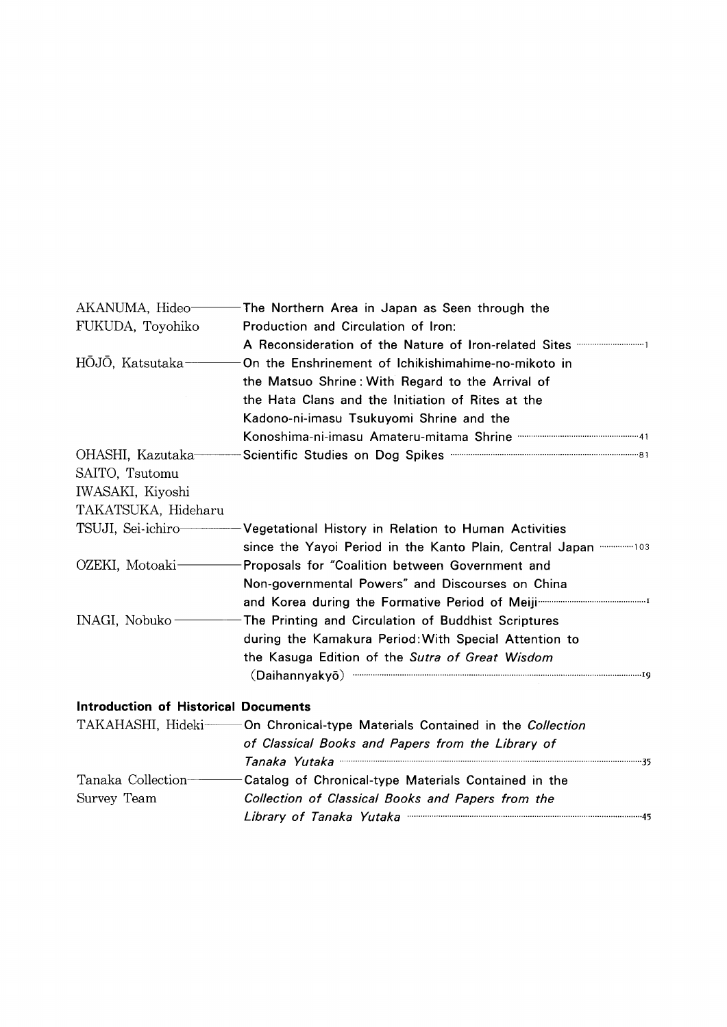AKANUMA, Hideo — The Northern Area in Japan as Seen through the Production and Circulation of Iron: A Reconsideration of the Nature of Iron-related Sites ······ 1
FUKUDA, Toyohiko

HŌJŌ, Katsutaka — On the Enshrinement of Ichikishimahime-no-mikoto in the Matsuo Shrine : With Regard to the Arrival of the Hata Clans and the Initiation of Rites at the Kadono-ni-imasu Tsukuyomi Shrine and the Konoshima-ni-imasu Amateru-mitama Shrine ······ 41

OHASHI, Kazutaka — Scientific Studies on Dog Spikes ······ 81
SAITO, Tsutomu
IWASAKI, Kiyoshi
TAKATSUKA, Hideharu

TSUJI, Sei-ichiro — Vegetational History in Relation to Human Activities since the Yayoi Period in the Kanto Plain, Central Japan ······ 103

OZEKI, Motoaki — Proposals for "Coalition between Government and Non-governmental Powers" and Discourses on China and Korea during the Formative Period of Meiji ······ I

INAGI, Nobuko — The Printing and Circulation of Buddhist Scriptures during the Kamakura Period: With Special Attention to the Kasuga Edition of the *Sutra of Great Wisdom* (Daihannyakyō) ······ 19

**Introduction of Historical Documents**

TAKAHASHI, Hideki — On Chronical-type Materials Contained in the *Collection of Classical Books and Papers from the Library of Tanaka Yutaka* ······ 35

Tanaka Collection Survey Team — Catalog of Chronical-type Materials Contained in the *Collection of Classical Books and Papers from the Library of Tanaka Yutaka* ······ 45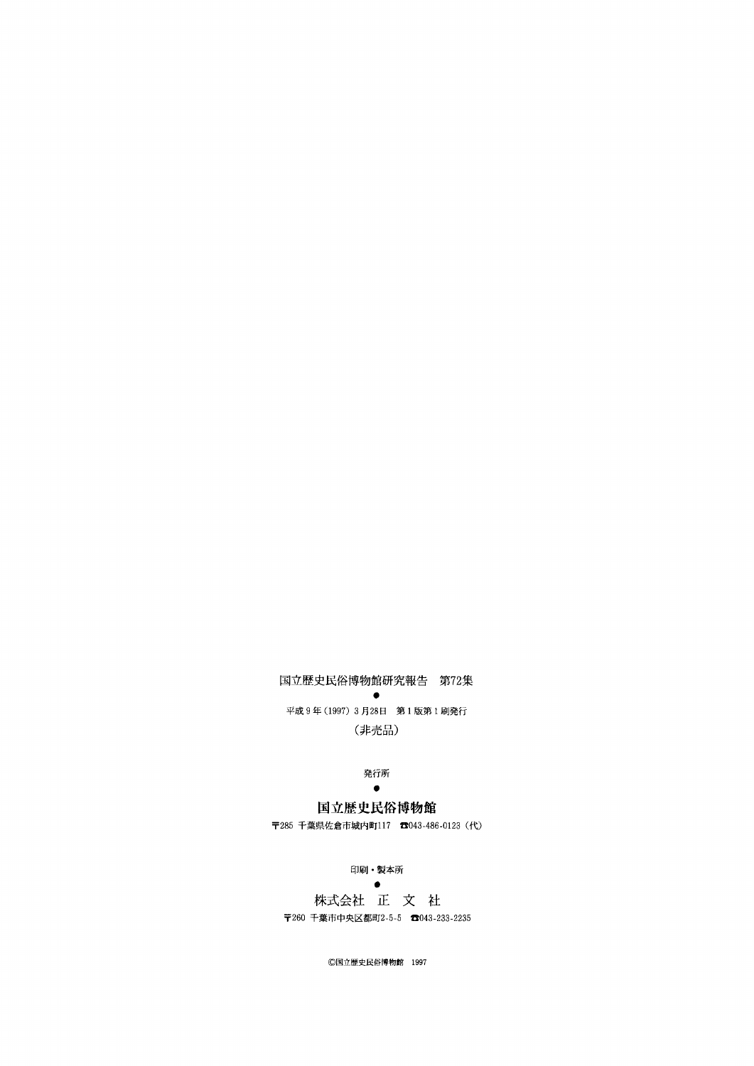国立歴史民俗博物館研究報告　第72集

●

平成 9 年（1997） 3 月28日　第 1 版第 1 刷発行

（非売品）

発行所

●

**国立歴史民俗博物館**

〒285 千葉県佐倉市城内町117　☎043-486-0123（代）

印刷・製本所

●

株式会社　正　文　社

〒260 千葉市中央区都町2-5-5　☎043-233-2235

©国立歴史民俗博物館　1997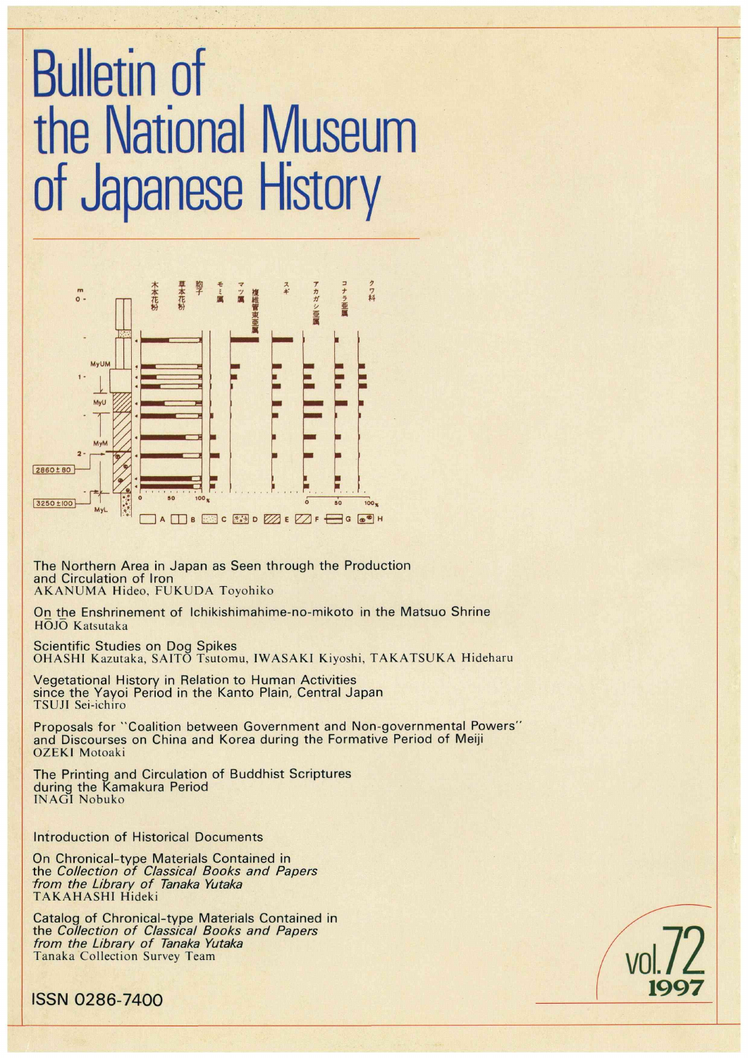# Bulletin of the National Museum of Japanese History

m
0
1
2
MyUM
MyU
MyM
MyL
2860±80
3250±100
木本花粉
草本花粉
胞子
モミ属
マツ属
複維管束亜属
スギ
アカガシ亜属
コナラ亜属
クワ科
0 50 100%
0 50 100%
A B C D E F G H

The Northern Area in Japan as Seen through the Production and Circulation of Iron
AKANUMA Hideo, FUKUDA Toyohiko

On the Enshrinement of Ichikishimahime-no-mikoto in the Matsuo Shrine
HŌJŌ Katsutaka

Scientific Studies on Dog Spikes
OHASHI Kazutaka, SAITŌ Tsutomu, IWASAKI Kiyoshi, TAKATSUKA Hideharu

Vegetational History in Relation to Human Activities since the Yayoi Period in the Kanto Plain, Central Japan
TSUJI Sei-ichiro

Proposals for "Coalition between Government and Non-governmental Powers" and Discourses on China and Korea during the Formative Period of Meiji
OZEKI Motoaki

The Printing and Circulation of Buddhist Scriptures during the Kamakura Period
INAGI Nobuko

Introduction of Historical Documents

On Chronical-type Materials Contained in the *Collection of Classical Books and Papers from the Library of Tanaka Yutaka*
TAKAHASHI Hideki

Catalog of Chronical-type Materials Contained in the *Collection of Classical Books and Papers from the Library of Tanaka Yutaka*
Tanaka Collection Survey Team

vol.72
1997

ISSN 0286-7400